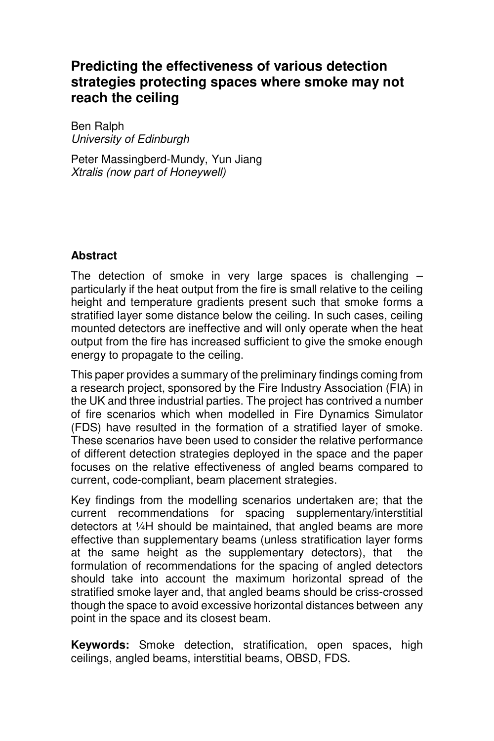# Predicting the effectiveness of various detection strategies protecting spaces where smoke may not reach the ceiling

Ben Ralph
*University of Edinburgh*

Peter Massingberd-Mundy, Yun Jiang
*Xtralis (now part of Honeywell)*

## Abstract

The detection of smoke in very large spaces is challenging – particularly if the heat output from the fire is small relative to the ceiling height and temperature gradients present such that smoke forms a stratified layer some distance below the ceiling. In such cases, ceiling mounted detectors are ineffective and will only operate when the heat output from the fire has increased sufficient to give the smoke enough energy to propagate to the ceiling.

This paper provides a summary of the preliminary findings coming from a research project, sponsored by the Fire Industry Association (FIA) in the UK and three industrial parties. The project has contrived a number of fire scenarios which when modelled in Fire Dynamics Simulator (FDS) have resulted in the formation of a stratified layer of smoke. These scenarios have been used to consider the relative performance of different detection strategies deployed in the space and the paper focuses on the relative effectiveness of angled beams compared to current, code-compliant, beam placement strategies.

Key findings from the modelling scenarios undertaken are; that the current recommendations for spacing supplementary/interstitial detectors at ¼H should be maintained, that angled beams are more effective than supplementary beams (unless stratification layer forms at the same height as the supplementary detectors), that the formulation of recommendations for the spacing of angled detectors should take into account the maximum horizontal spread of the stratified smoke layer and, that angled beams should be criss-crossed though the space to avoid excessive horizontal distances between any point in the space and its closest beam.

**Keywords:** Smoke detection, stratification, open spaces, high ceilings, angled beams, interstitial beams, OBSD, FDS.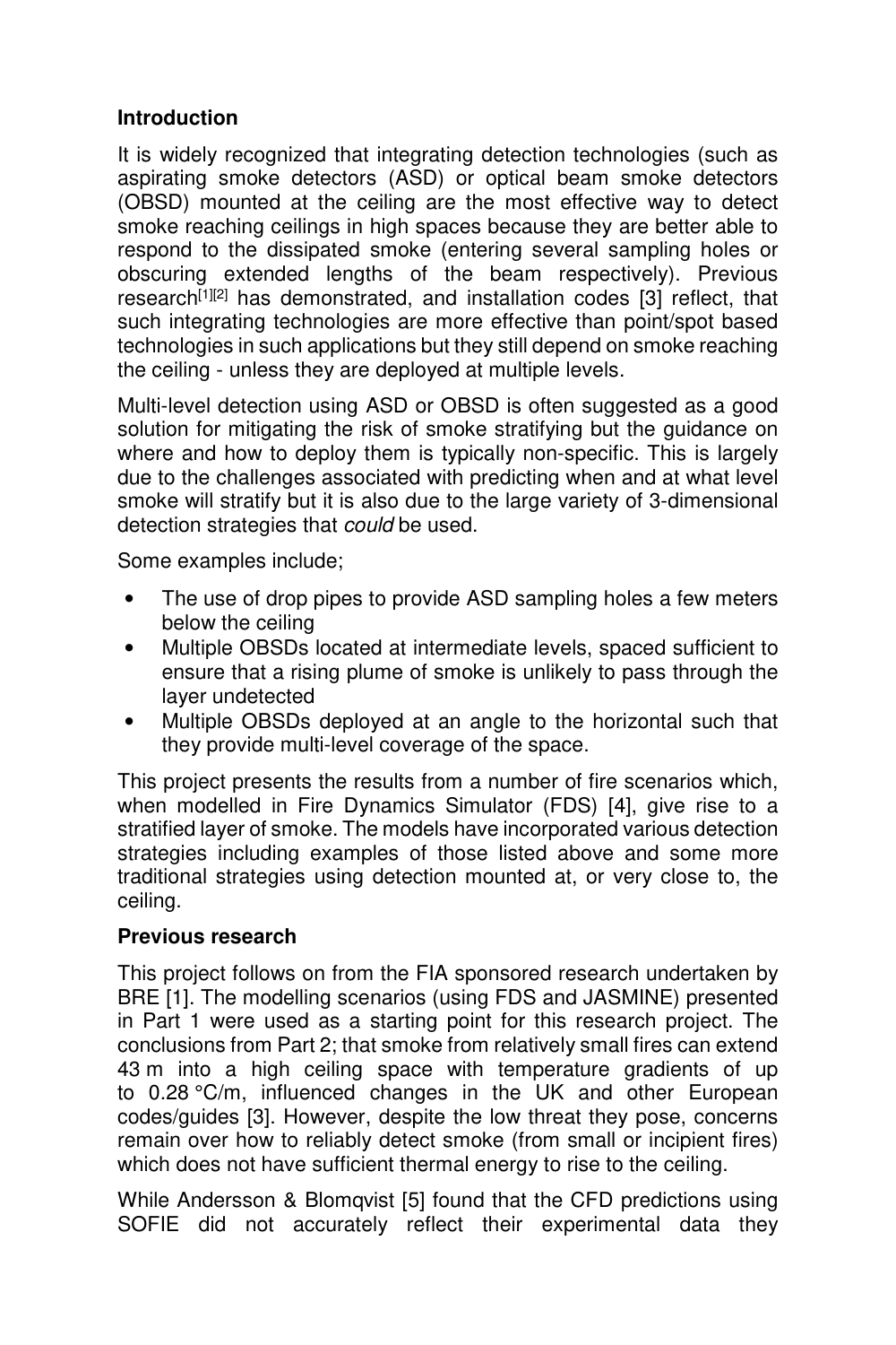## Introduction

It is widely recognized that integrating detection technologies (such as aspirating smoke detectors (ASD) or optical beam smoke detectors (OBSD) mounted at the ceiling are the most effective way to detect smoke reaching ceilings in high spaces because they are better able to respond to the dissipated smoke (entering several sampling holes or obscuring extended lengths of the beam respectively). Previous research[1][2] has demonstrated, and installation codes [3] reflect, that such integrating technologies are more effective than point/spot based technologies in such applications but they still depend on smoke reaching the ceiling - unless they are deployed at multiple levels.

Multi-level detection using ASD or OBSD is often suggested as a good solution for mitigating the risk of smoke stratifying but the guidance on where and how to deploy them is typically non-specific. This is largely due to the challenges associated with predicting when and at what level smoke will stratify but it is also due to the large variety of 3-dimensional detection strategies that *could* be used.

Some examples include;

- The use of drop pipes to provide ASD sampling holes a few meters below the ceiling
- Multiple OBSDs located at intermediate levels, spaced sufficient to ensure that a rising plume of smoke is unlikely to pass through the layer undetected
- Multiple OBSDs deployed at an angle to the horizontal such that they provide multi-level coverage of the space.

This project presents the results from a number of fire scenarios which, when modelled in Fire Dynamics Simulator (FDS) [4], give rise to a stratified layer of smoke. The models have incorporated various detection strategies including examples of those listed above and some more traditional strategies using detection mounted at, or very close to, the ceiling.

## Previous research

This project follows on from the FIA sponsored research undertaken by BRE [1]. The modelling scenarios (using FDS and JASMINE) presented in Part 1 were used as a starting point for this research project. The conclusions from Part 2; that smoke from relatively small fires can extend 43 m into a high ceiling space with temperature gradients of up to 0.28 °C/m, influenced changes in the UK and other European codes/guides [3]. However, despite the low threat they pose, concerns remain over how to reliably detect smoke (from small or incipient fires) which does not have sufficient thermal energy to rise to the ceiling.

While Andersson & Blomqvist [5] found that the CFD predictions using SOFIE did not accurately reflect their experimental data they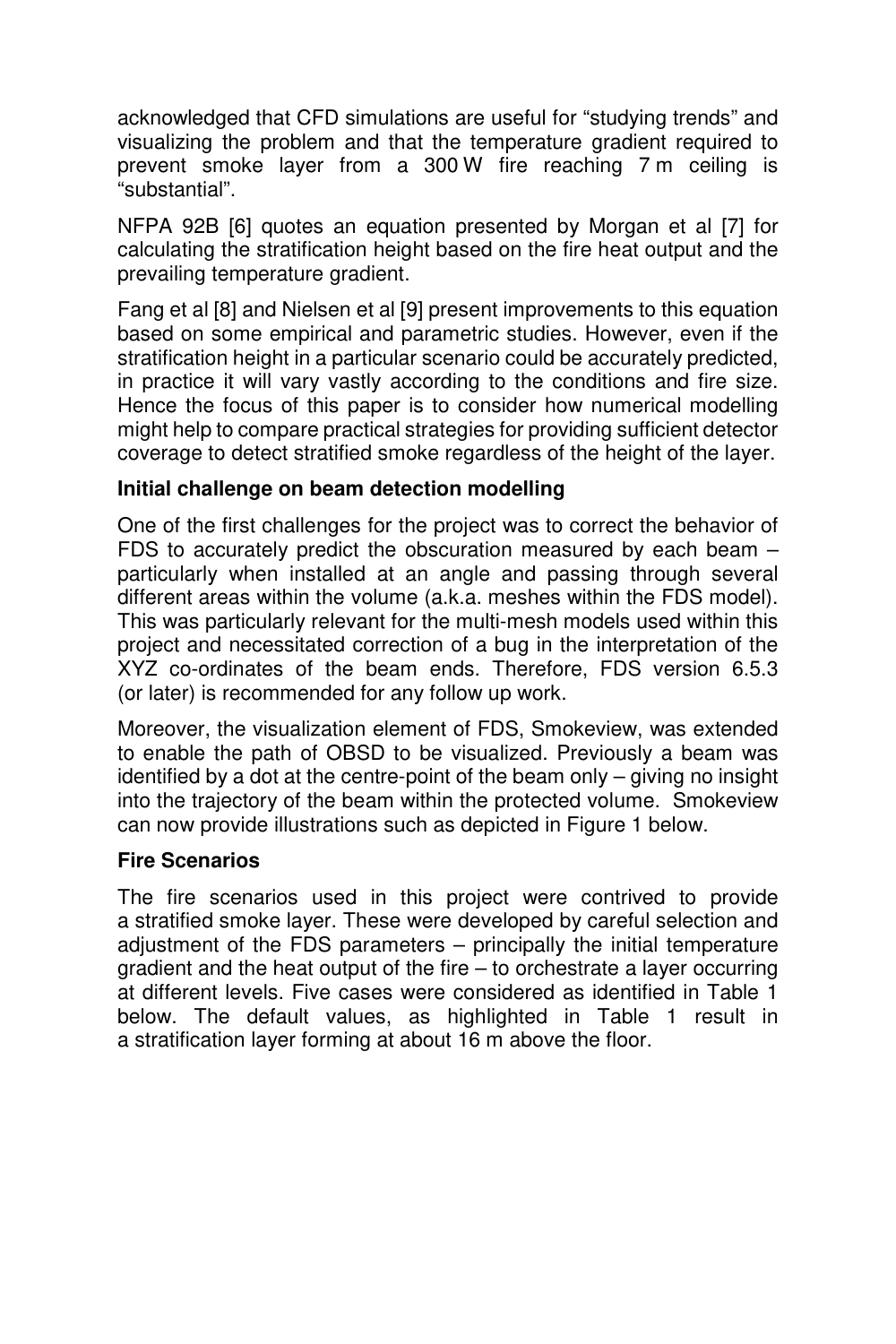acknowledged that CFD simulations are useful for "studying trends" and visualizing the problem and that the temperature gradient required to prevent smoke layer from a 300 W fire reaching 7 m ceiling is "substantial".

NFPA 92B [6] quotes an equation presented by Morgan et al [7] for calculating the stratification height based on the fire heat output and the prevailing temperature gradient.

Fang et al [8] and Nielsen et al [9] present improvements to this equation based on some empirical and parametric studies. However, even if the stratification height in a particular scenario could be accurately predicted, in practice it will vary vastly according to the conditions and fire size. Hence the focus of this paper is to consider how numerical modelling might help to compare practical strategies for providing sufficient detector coverage to detect stratified smoke regardless of the height of the layer.

**Initial challenge on beam detection modelling**

One of the first challenges for the project was to correct the behavior of FDS to accurately predict the obscuration measured by each beam – particularly when installed at an angle and passing through several different areas within the volume (a.k.a. meshes within the FDS model). This was particularly relevant for the multi-mesh models used within this project and necessitated correction of a bug in the interpretation of the XYZ co-ordinates of the beam ends. Therefore, FDS version 6.5.3 (or later) is recommended for any follow up work.

Moreover, the visualization element of FDS, Smokeview, was extended to enable the path of OBSD to be visualized. Previously a beam was identified by a dot at the centre-point of the beam only – giving no insight into the trajectory of the beam within the protected volume. Smokeview can now provide illustrations such as depicted in Figure 1 below.

**Fire Scenarios**

The fire scenarios used in this project were contrived to provide a stratified smoke layer. These were developed by careful selection and adjustment of the FDS parameters – principally the initial temperature gradient and the heat output of the fire – to orchestrate a layer occurring at different levels. Five cases were considered as identified in Table 1 below. The default values, as highlighted in Table 1 result in a stratification layer forming at about 16 m above the floor.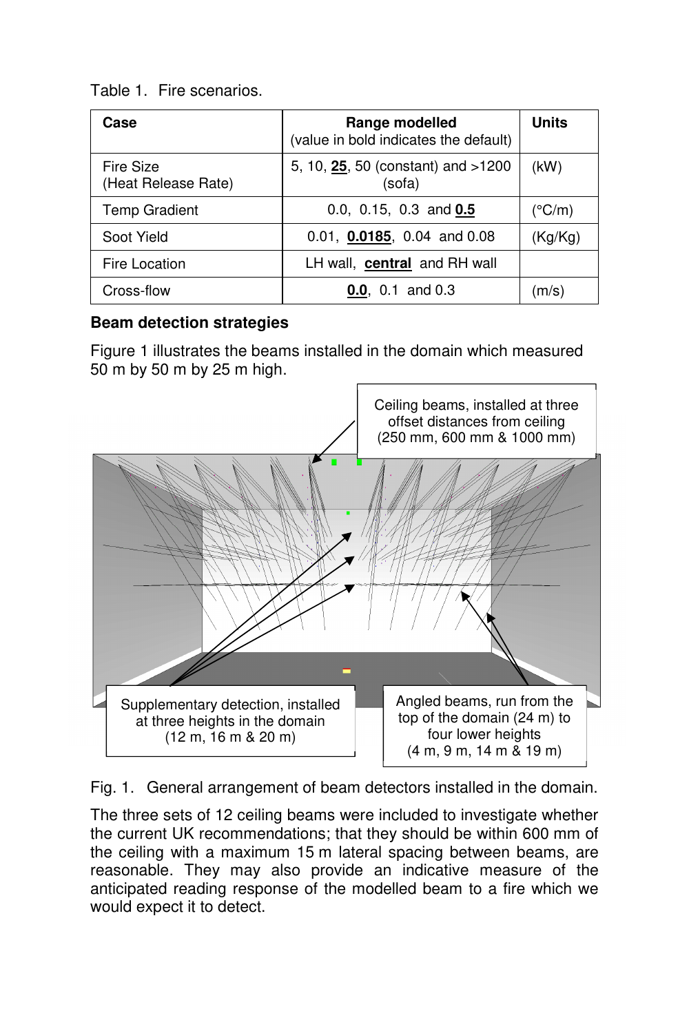Table 1. Fire scenarios.

| **Case** | **Range modelled** (value in bold indicates the default) | **Units** |
|---|---|---|
| Fire Size (Heat Release Rate) | 5, 10, **25**, 50 (constant) and >1200 (sofa) | (kW) |
| Temp Gradient | 0.0, 0.15, 0.3 and **0.5** | (°C/m) |
| Soot Yield | 0.01, **0.0185**, 0.04 and 0.08 | (Kg/Kg) |
| Fire Location | LH wall, **central** and RH wall | |
| Cross-flow | **0.0**, 0.1 and 0.3 | (m/s) |

**Beam detection strategies**

Figure 1 illustrates the beams installed in the domain which measured 50 m by 50 m by 25 m high.

Ceiling beams, installed at three offset distances from ceiling (250 mm, 600 mm & 1000 mm)

Supplementary detection, installed at three heights in the domain (12 m, 16 m & 20 m)

Angled beams, run from the top of the domain (24 m) to four lower heights (4 m, 9 m, 14 m & 19 m)

Fig. 1. General arrangement of beam detectors installed in the domain.

The three sets of 12 ceiling beams were included to investigate whether the current UK recommendations; that they should be within 600 mm of the ceiling with a maximum 15 m lateral spacing between beams, are reasonable. They may also provide an indicative measure of the anticipated reading response of the modelled beam to a fire which we would expect it to detect.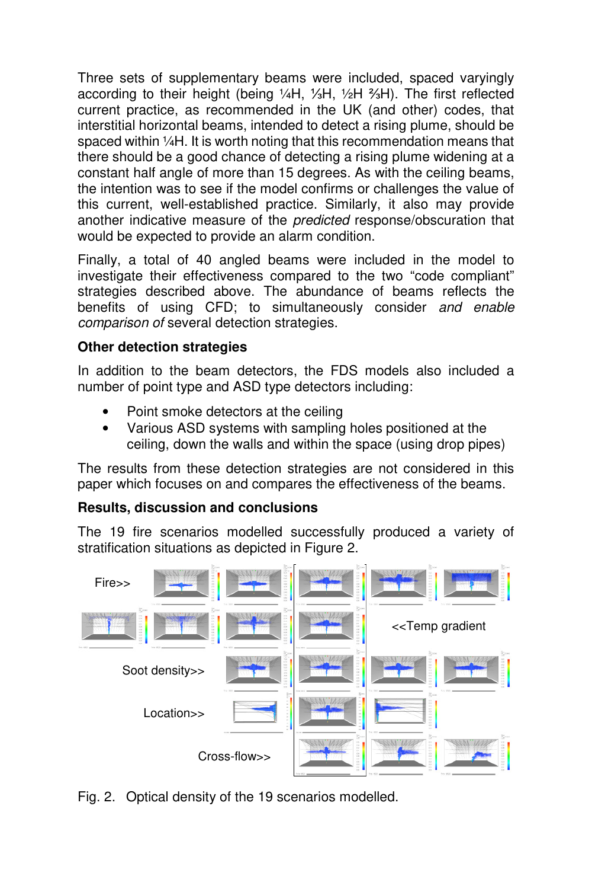Three sets of supplementary beams were included, spaced varyingly according to their height (being ¼H, ⅓H, ½H ⅔H). The first reflected current practice, as recommended in the UK (and other) codes, that interstitial horizontal beams, intended to detect a rising plume, should be spaced within ¼H. It is worth noting that this recommendation means that there should be a good chance of detecting a rising plume widening at a constant half angle of more than 15 degrees. As with the ceiling beams, the intention was to see if the model confirms or challenges the value of this current, well-established practice. Similarly, it also may provide another indicative measure of the *predicted* response/obscuration that would be expected to provide an alarm condition.

Finally, a total of 40 angled beams were included in the model to investigate their effectiveness compared to the two "code compliant" strategies described above. The abundance of beams reflects the benefits of using CFD; to simultaneously consider *and enable comparison of* several detection strategies.

**Other detection strategies**

In addition to the beam detectors, the FDS models also included a number of point type and ASD type detectors including:

- Point smoke detectors at the ceiling
- Various ASD systems with sampling holes positioned at the ceiling, down the walls and within the space (using drop pipes)

The results from these detection strategies are not considered in this paper which focuses on and compares the effectiveness of the beams.

**Results, discussion and conclusions**

The 19 fire scenarios modelled successfully produced a variety of stratification situations as depicted in Figure 2.

Fire>>

<<Temp gradient

Soot density>>

Location>>

Cross-flow>>

Fig. 2. Optical density of the 19 scenarios modelled.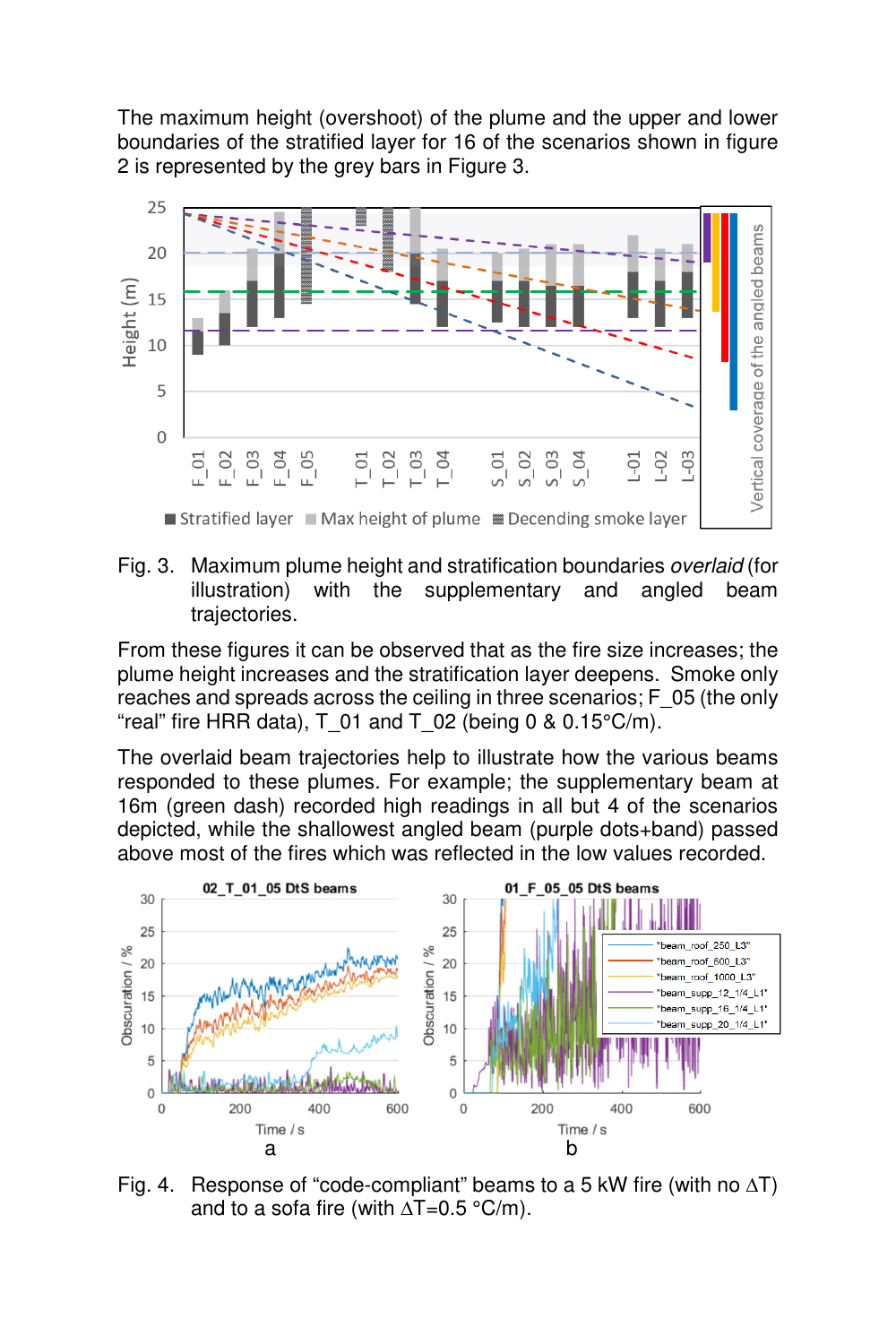The maximum height (overshoot) of the plume and the upper and lower boundaries of the stratified layer for 16 of the scenarios shown in figure 2 is represented by the grey bars in Figure 3.

Fig. 3. Maximum plume height and stratification boundaries *overlaid* (for illustration) with the supplementary and angled beam trajectories.

From these figures it can be observed that as the fire size increases; the plume height increases and the stratification layer deepens. Smoke only reaches and spreads across the ceiling in three scenarios; F_05 (the only "real" fire HRR data), T_01 and T_02 (being 0 & 0.15°C/m).

The overlaid beam trajectories help to illustrate how the various beams responded to these plumes. For example; the supplementary beam at 16m (green dash) recorded high readings in all but 4 of the scenarios depicted, while the shallowest angled beam (purple dots+band) passed above most of the fires which was reflected in the low values recorded.

Fig. 4. Response of "code-compliant" beams to a 5 kW fire (with no $\Delta T$) and to a sofa fire (with $\Delta T$=0.5 °C/m).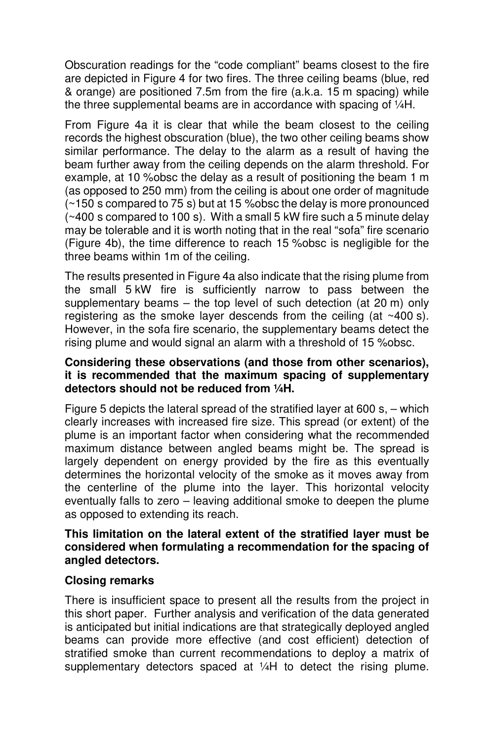Obscuration readings for the "code compliant" beams closest to the fire are depicted in Figure 4 for two fires. The three ceiling beams (blue, red & orange) are positioned 7.5m from the fire (a.k.a. 15 m spacing) while the three supplemental beams are in accordance with spacing of ¼H.

From Figure 4a it is clear that while the beam closest to the ceiling records the highest obscuration (blue), the two other ceiling beams show similar performance. The delay to the alarm as a result of having the beam further away from the ceiling depends on the alarm threshold. For example, at 10 %obsc the delay as a result of positioning the beam 1 m (as opposed to 250 mm) from the ceiling is about one order of magnitude (~150 s compared to 75 s) but at 15 %obsc the delay is more pronounced (~400 s compared to 100 s). With a small 5 kW fire such a 5 minute delay may be tolerable and it is worth noting that in the real "sofa" fire scenario (Figure 4b), the time difference to reach 15 %obsc is negligible for the three beams within 1m of the ceiling.

The results presented in Figure 4a also indicate that the rising plume from the small 5 kW fire is sufficiently narrow to pass between the supplementary beams – the top level of such detection (at 20 m) only registering as the smoke layer descends from the ceiling (at ~400 s). However, in the sofa fire scenario, the supplementary beams detect the rising plume and would signal an alarm with a threshold of 15 %obsc.

**Considering these observations (and those from other scenarios), it is recommended that the maximum spacing of supplementary detectors should not be reduced from ¼H.**

Figure 5 depicts the lateral spread of the stratified layer at 600 s, – which clearly increases with increased fire size. This spread (or extent) of the plume is an important factor when considering what the recommended maximum distance between angled beams might be. The spread is largely dependent on energy provided by the fire as this eventually determines the horizontal velocity of the smoke as it moves away from the centerline of the plume into the layer. This horizontal velocity eventually falls to zero – leaving additional smoke to deepen the plume as opposed to extending its reach.

**This limitation on the lateral extent of the stratified layer must be considered when formulating a recommendation for the spacing of angled detectors.**

## Closing remarks

There is insufficient space to present all the results from the project in this short paper. Further analysis and verification of the data generated is anticipated but initial indications are that strategically deployed angled beams can provide more effective (and cost efficient) detection of stratified smoke than current recommendations to deploy a matrix of supplementary detectors spaced at ¼H to detect the rising plume.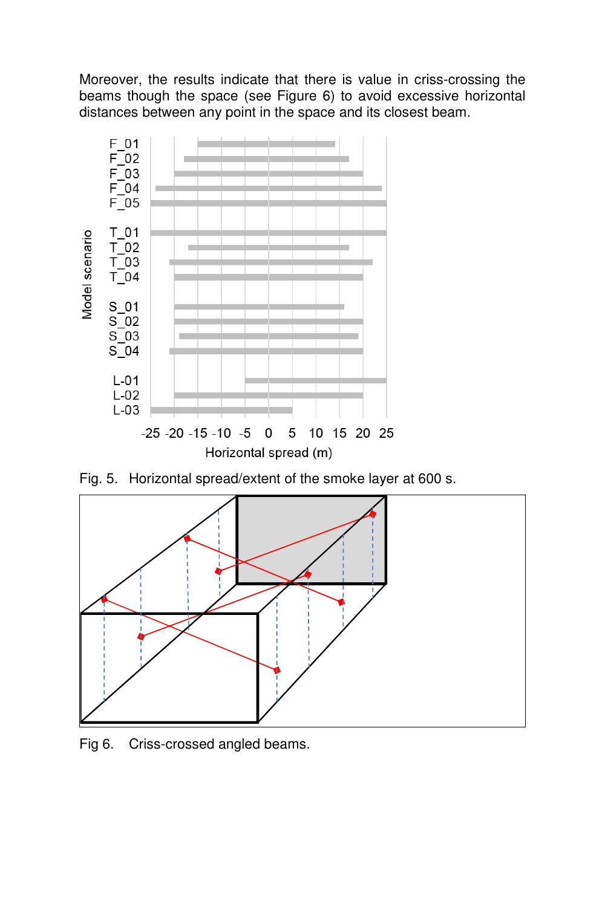Moreover, the results indicate that there is value in criss-crossing the beams though the space (see Figure 6) to avoid excessive horizontal distances between any point in the space and its closest beam.

Fig. 5. Horizontal spread/extent of the smoke layer at 600 s.

Fig 6. Criss-crossed angled beams.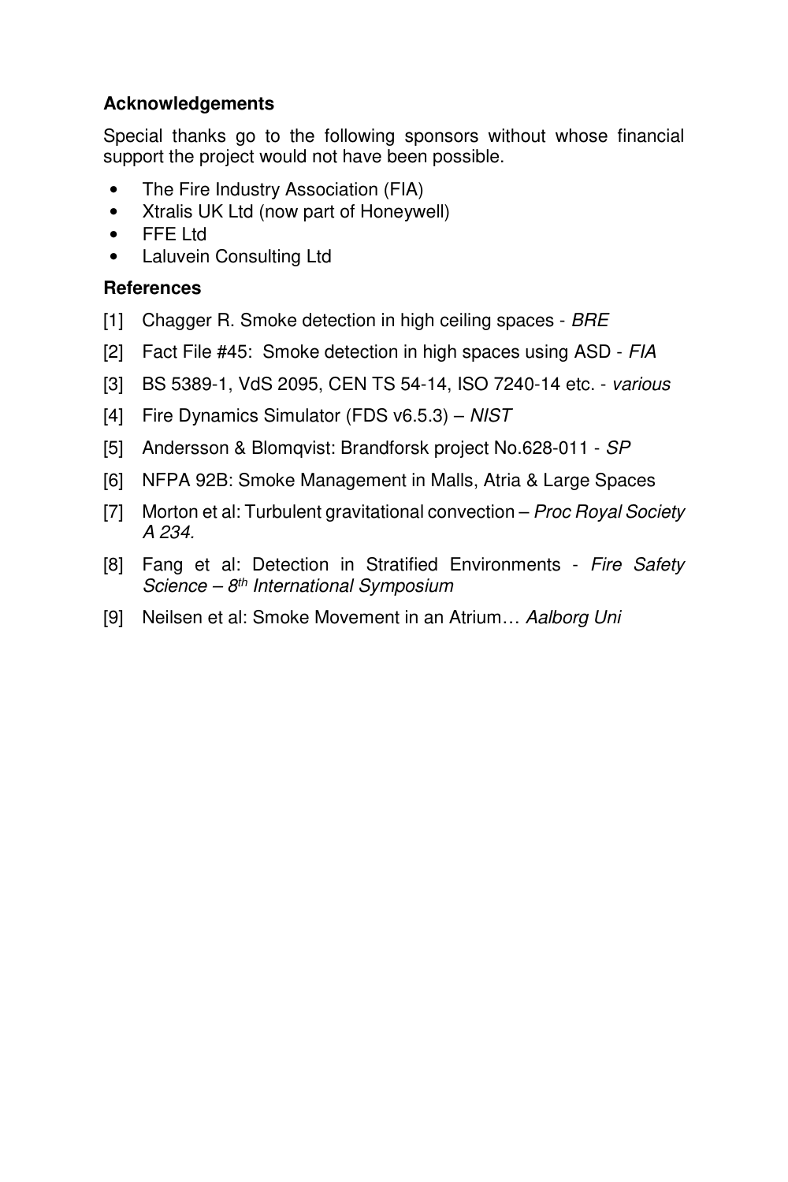## Acknowledgements

Special thanks go to the following sponsors without whose financial support the project would not have been possible.

- The Fire Industry Association (FIA)
- Xtralis UK Ltd (now part of Honeywell)
- FFE Ltd
- Laluvein Consulting Ltd

## References

[1] Chagger R. Smoke detection in high ceiling spaces - *BRE*

[2] Fact File #45: Smoke detection in high spaces using ASD - *FIA*

[3] BS 5389-1, VdS 2095, CEN TS 54-14, ISO 7240-14 etc. - *various*

[4] Fire Dynamics Simulator (FDS v6.5.3) – *NIST*

[5] Andersson & Blomqvist: Brandforsk project No.628-011 - *SP*

[6] NFPA 92B: Smoke Management in Malls, Atria & Large Spaces

[7] Morton et al: Turbulent gravitational convection – *Proc Royal Society A 234.*

[8] Fang et al: Detection in Stratified Environments - *Fire Safety Science – 8th International Symposium*

[9] Neilsen et al: Smoke Movement in an Atrium… *Aalborg Uni*